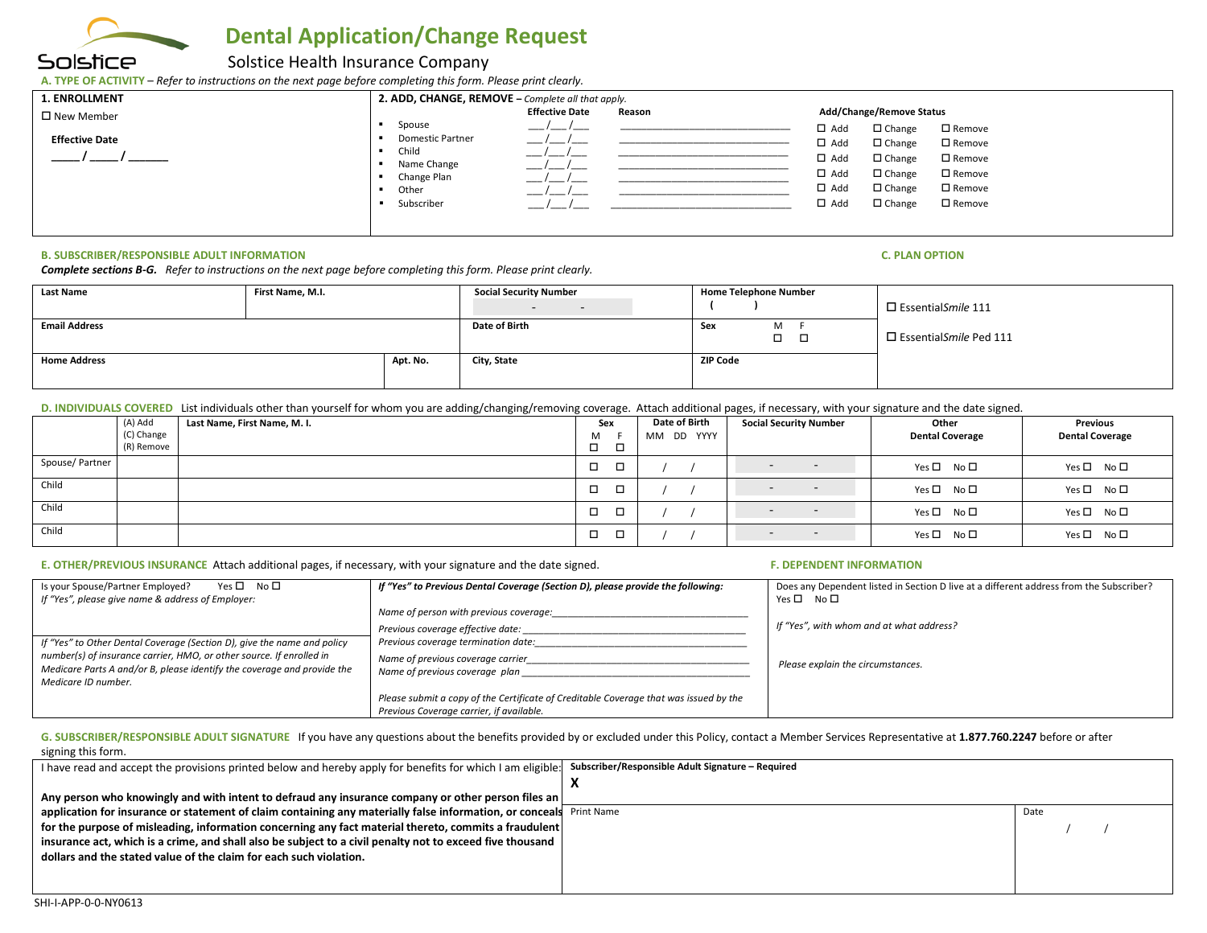# Dental Application/Change Request

Solstice Health Insurance Company

**A. TYPE OF ACTIVITY** – *Refer to instructions on the next page before completing this form. Please print clearly.*

**1. ENROLLMENT**

☐ New Member

**Effective Date**

\_\_\_\_ / \_\_\_\_ / \_\_\_\_\_\_

**2. ADD, CHANGE, REMOVE** – *Complete all that apply.*

| | Effective Date | Reason | Add/Change/Remove Status | | |
|---|---|---|---|---|---|
| Spouse | \_\_\_/\_\_\_/\_\_\_ | \_\_\_\_\_\_\_\_\_\_\_\_\_\_\_\_\_\_\_\_ | ☐ Add | ☐ Change | ☐ Remove |
| Domestic Partner | \_\_\_/\_\_\_/\_\_\_ | \_\_\_\_\_\_\_\_\_\_\_\_\_\_\_\_\_\_\_\_ | ☐ Add | ☐ Change | ☐ Remove |
| Child | \_\_\_/\_\_\_/\_\_\_ | \_\_\_\_\_\_\_\_\_\_\_\_\_\_\_\_\_\_\_\_ | ☐ Add | ☐ Change | ☐ Remove |
| Name Change | \_\_\_/\_\_\_/\_\_\_ | \_\_\_\_\_\_\_\_\_\_\_\_\_\_\_\_\_\_\_\_ | ☐ Add | ☐ Change | ☐ Remove |
| Change Plan | \_\_\_/\_\_\_/\_\_\_ | \_\_\_\_\_\_\_\_\_\_\_\_\_\_\_\_\_\_\_\_ | ☐ Add | ☐ Change | ☐ Remove |
| Other | \_\_\_/\_\_\_/\_\_\_ | \_\_\_\_\_\_\_\_\_\_\_\_\_\_\_\_\_\_\_\_ | ☐ Add | ☐ Change | ☐ Remove |
| Subscriber | \_\_\_/\_\_\_/\_\_\_ | \_\_\_\_\_\_\_\_\_\_\_\_\_\_\_\_\_\_\_\_ | ☐ Add | ☐ Change | ☐ Remove |

**B. SUBSCRIBER/RESPONSIBLE ADULT INFORMATION**

***Complete sections B-G.*** *Refer to instructions on the next page before completing this form. Please print clearly.*

| Last Name | First Name, M.I. | Social Security Number<br>- - | Home Telephone Number<br>( ) |
|---|---|---|---|
| Email Address | | Date of Birth | Sex M ☐ F ☐ |
| Home Address | Apt. No. | City, State | ZIP Code |

**C. PLAN OPTION**

☐ Essential*Smile* 111

☐ Essential*Smile* Ped 111

**D. INDIVIDUALS COVERED** List individuals other than yourself for whom you are adding/changing/removing coverage. Attach additional pages, if necessary, with your signature and the date signed.

| | (A) Add<br>(C) Change<br>(R) Remove | Last Name, First Name, M. I. | Sex<br>M F | Date of Birth<br>MM DD YYYY | Social Security Number | Other Dental Coverage | Previous Dental Coverage |
|---|---|---|---|---|---|---|---|
| Spouse/ Partner | | | ☐ ☐ | / / | - - | Yes ☐ No ☐ | Yes ☐ No ☐ |
| Child | | | ☐ ☐ | / / | - - | Yes ☐ No ☐ | Yes ☐ No ☐ |
| Child | | | ☐ ☐ | / / | - - | Yes ☐ No ☐ | Yes ☐ No ☐ |
| Child | | | ☐ ☐ | / / | - - | Yes ☐ No ☐ | Yes ☐ No ☐ |

**E. OTHER/PREVIOUS INSURANCE** Attach additional pages, if necessary, with your signature and the date signed.

Is your Spouse/Partner Employed? Yes ☐ No ☐

*If "Yes", please give name & address of Employer:*

*If "Yes" to Other Dental Coverage (Section D), give the name and policy number(s) of insurance carrier, HMO, or other source. If enrolled in Medicare Parts A and/or B, please identify the coverage and provide the Medicare ID number.*

***If "Yes" to Previous Dental Coverage (Section D), please provide the following:***

*Name of person with previous coverage:*\_\_\_\_\_\_\_\_\_\_\_\_\_\_\_\_\_\_\_\_

*Previous coverage effective date:* \_\_\_\_\_\_\_\_\_\_\_\_\_\_\_\_\_\_\_\_

*Previous coverage termination date:*\_\_\_\_\_\_\_\_\_\_\_\_\_\_\_\_\_\_\_\_

*Name of previous coverage carrier*\_\_\_\_\_\_\_\_\_\_\_\_\_\_\_\_\_\_\_\_

*Name of previous coverage plan* \_\_\_\_\_\_\_\_\_\_\_\_\_\_\_\_\_\_\_\_

*Please submit a copy of the Certificate of Creditable Coverage that was issued by the Previous Coverage carrier, if available.*

**F. DEPENDENT INFORMATION**

Does any Dependent listed in Section D live at a different address from the Subscriber? Yes ☐ No ☐

*If "Yes", with whom and at what address?*

*Please explain the circumstances.*

**G. SUBSCRIBER/RESPONSIBLE ADULT SIGNATURE** If you have any questions about the benefits provided by or excluded under this Policy, contact a Member Services Representative at **1.877.760.2247** before or after signing this form.

I have read and accept the provisions printed below and hereby apply for benefits for which I am eligible:

**Any person who knowingly and with intent to defraud any insurance company or other person files an application for insurance or statement of claim containing any materially false information, or conceals for the purpose of misleading, information concerning any fact material thereto, commits a fraudulent insurance act, which is a crime, and shall also be subject to a civil penalty not to exceed five thousand dollars and the stated value of the claim for each such violation.**

**Subscriber/Responsible Adult Signature – Required**

**X**

| Print Name | Date |
|---|---|
| | / / |

SHI-I-APP-0-0-NY0613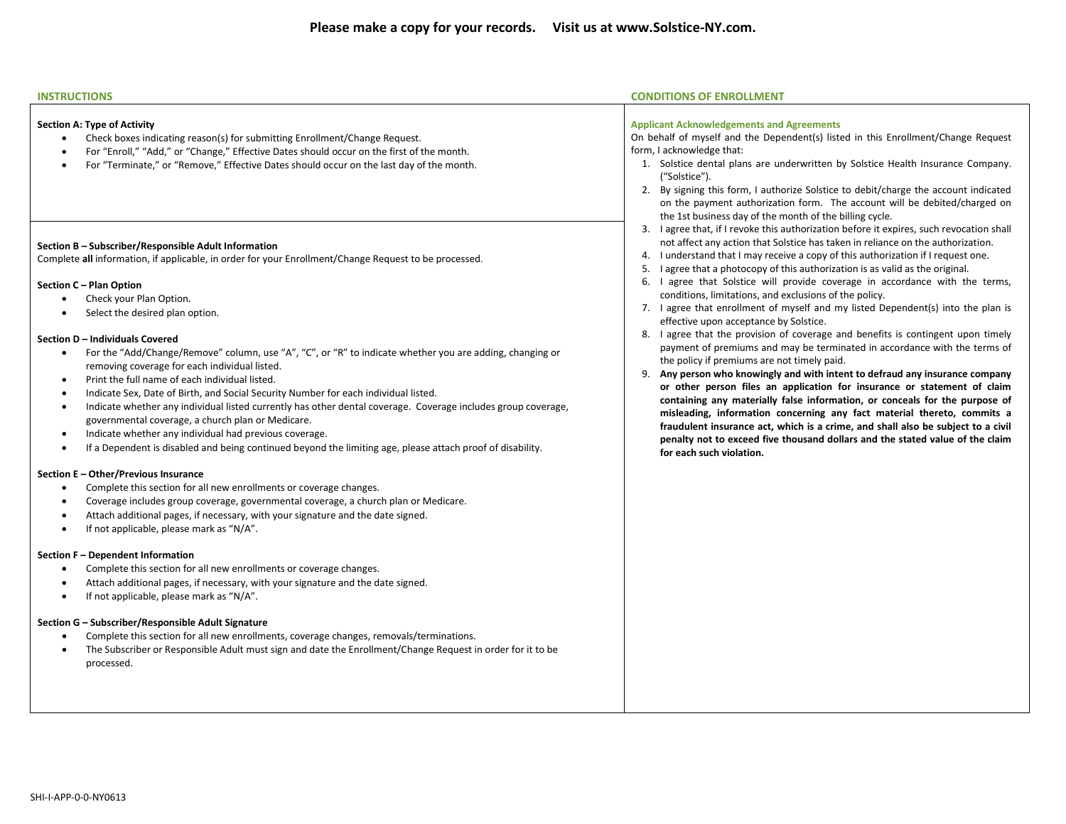**Please make a copy for your records. Visit us at www.Solstice-NY.com.**

## INSTRUCTIONS

**Section A: Type of Activity**

- Check boxes indicating reason(s) for submitting Enrollment/Change Request.
- For "Enroll," "Add," or "Change," Effective Dates should occur on the first of the month.
- For "Terminate," or "Remove," Effective Dates should occur on the last day of the month.

**Section B – Subscriber/Responsible Adult Information**

Complete **all** information, if applicable, in order for your Enrollment/Change Request to be processed.

**Section C – Plan Option**

- Check your Plan Option.
- Select the desired plan option.

**Section D – Individuals Covered**

- For the "Add/Change/Remove" column, use "A", "C", or "R" to indicate whether you are adding, changing or removing coverage for each individual listed.
- Print the full name of each individual listed.
- Indicate Sex, Date of Birth, and Social Security Number for each individual listed.
- Indicate whether any individual listed currently has other dental coverage. Coverage includes group coverage, governmental coverage, a church plan or Medicare.
- Indicate whether any individual had previous coverage.
- If a Dependent is disabled and being continued beyond the limiting age, please attach proof of disability.

**Section E – Other/Previous Insurance**

- Complete this section for all new enrollments or coverage changes.
- Coverage includes group coverage, governmental coverage, a church plan or Medicare.
- Attach additional pages, if necessary, with your signature and the date signed.
- If not applicable, please mark as "N/A".

**Section F – Dependent Information**

- Complete this section for all new enrollments or coverage changes.
- Attach additional pages, if necessary, with your signature and the date signed.
- If not applicable, please mark as "N/A".

**Section G – Subscriber/Responsible Adult Signature**

- Complete this section for all new enrollments, coverage changes, removals/terminations.
- The Subscriber or Responsible Adult must sign and date the Enrollment/Change Request in order for it to be processed.

## CONDITIONS OF ENROLLMENT

### Applicant Acknowledgements and Agreements

On behalf of myself and the Dependent(s) listed in this Enrollment/Change Request form, I acknowledge that:

1. Solstice dental plans are underwritten by Solstice Health Insurance Company. ("Solstice").
2. By signing this form, I authorize Solstice to debit/charge the account indicated on the payment authorization form. The account will be debited/charged on the 1st business day of the month of the billing cycle.
3. I agree that, if I revoke this authorization before it expires, such revocation shall not affect any action that Solstice has taken in reliance on the authorization.
4. I understand that I may receive a copy of this authorization if I request one.
5. I agree that a photocopy of this authorization is as valid as the original.
6. I agree that Solstice will provide coverage in accordance with the terms, conditions, limitations, and exclusions of the policy.
7. I agree that enrollment of myself and my listed Dependent(s) into the plan is effective upon acceptance by Solstice.
8. I agree that the provision of coverage and benefits is contingent upon timely payment of premiums and may be terminated in accordance with the terms of the policy if premiums are not timely paid.
9. **Any person who knowingly and with intent to defraud any insurance company or other person files an application for insurance or statement of claim containing any materially false information, or conceals for the purpose of misleading, information concerning any fact material thereto, commits a fraudulent insurance act, which is a crime, and shall also be subject to a civil penalty not to exceed five thousand dollars and the stated value of the claim for each such violation.**

SHI-I-APP-0-0-NY0613